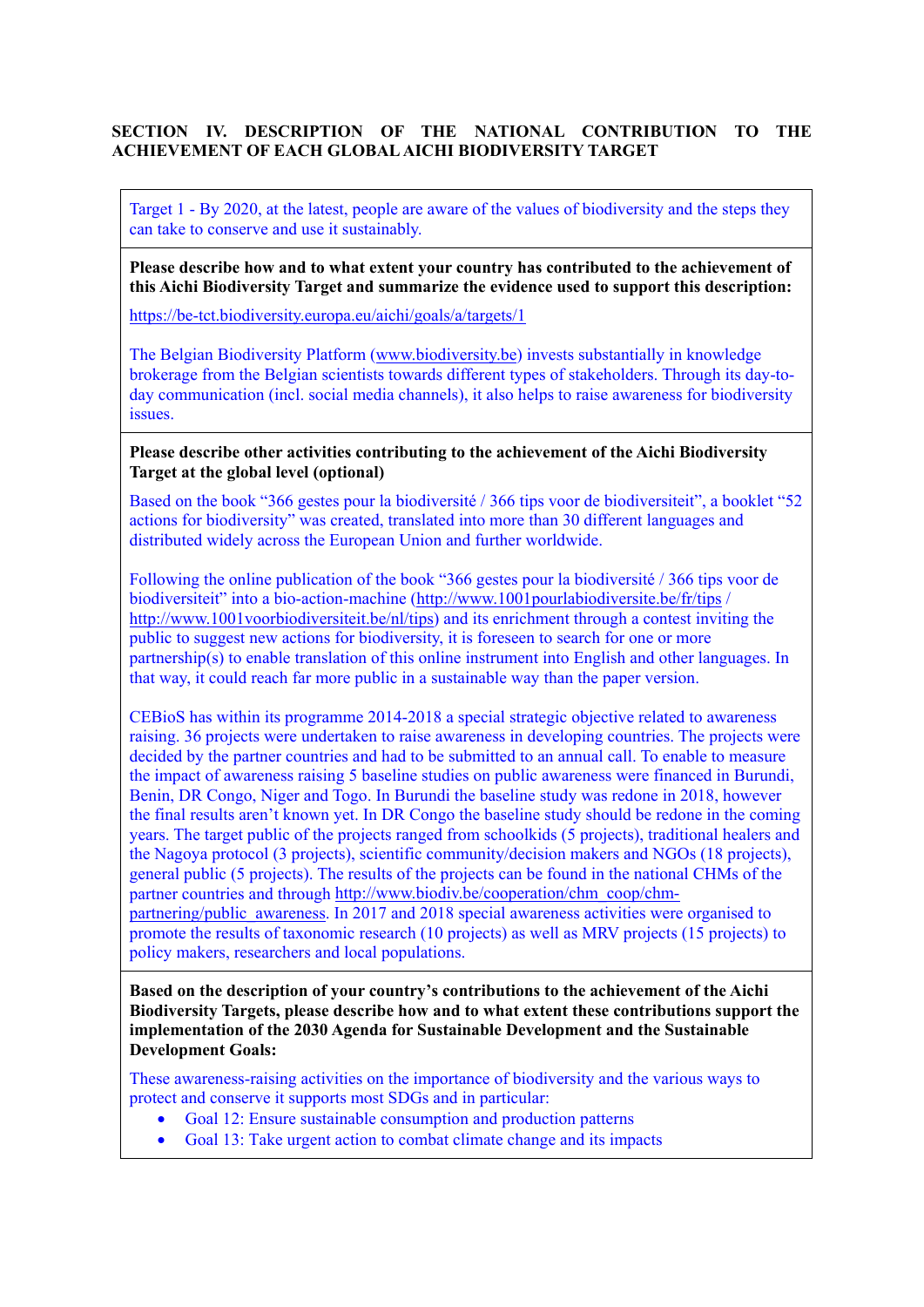## SECTION IV. DESCRIPTION OF THE NATIONAL CONTRIBUTION TO THE ACHIEVEMENT OF EACH GLOBAL AICHI BIODIVERSITY TARGET

Target 1 - By 2020, at the latest, people are aware of the values of biodiversity and the steps they can take to conserve and use it sustainably.

**Please describe how and to what extent your country has contributed to the achievement of this Aichi Biodiversity Target and summarize the evidence used to support this description:**

https://be-tct.biodiversity.europa.eu/aichi/goals/a/targets/1

The Belgian Biodiversity Platform (www.biodiversity.be) invests substantially in knowledge brokerage from the Belgian scientists towards different types of stakeholders. Through its day-to-day communication (incl. social media channels), it also helps to raise awareness for biodiversity issues.

**Please describe other activities contributing to the achievement of the Aichi Biodiversity Target at the global level (optional)**

Based on the book "366 gestes pour la biodiversité / 366 tips voor de biodiversiteit", a booklet "52 actions for biodiversity" was created, translated into more than 30 different languages and distributed widely across the European Union and further worldwide.

Following the online publication of the book "366 gestes pour la biodiversité / 366 tips voor de biodiversiteit" into a bio-action-machine (http://www.1001pourlabiodiversite.be/fr/tips / http://www.1001voorbiodiversiteit.be/nl/tips) and its enrichment through a contest inviting the public to suggest new actions for biodiversity, it is foreseen to search for one or more partnership(s) to enable translation of this online instrument into English and other languages. In that way, it could reach far more public in a sustainable way than the paper version.

CEBioS has within its programme 2014-2018 a special strategic objective related to awareness raising. 36 projects were undertaken to raise awareness in developing countries. The projects were decided by the partner countries and had to be submitted to an annual call. To enable to measure the impact of awareness raising 5 baseline studies on public awareness were financed in Burundi, Benin, DR Congo, Niger and Togo. In Burundi the baseline study was redone in 2018, however the final results aren't known yet. In DR Congo the baseline study should be redone in the coming years. The target public of the projects ranged from schoolkids (5 projects), traditional healers and the Nagoya protocol (3 projects), scientific community/decision makers and NGOs (18 projects), general public (5 projects). The results of the projects can be found in the national CHMs of the partner countries and through http://www.biodiv.be/cooperation/chm_coop/chm-partnering/public_awareness. In 2017 and 2018 special awareness activities were organised to promote the results of taxonomic research (10 projects) as well as MRV projects (15 projects) to policy makers, researchers and local populations.

**Based on the description of your country's contributions to the achievement of the Aichi Biodiversity Targets, please describe how and to what extent these contributions support the implementation of the 2030 Agenda for Sustainable Development and the Sustainable Development Goals:**

These awareness-raising activities on the importance of biodiversity and the various ways to protect and conserve it supports most SDGs and in particular:

- Goal 12: Ensure sustainable consumption and production patterns
- Goal 13: Take urgent action to combat climate change and its impacts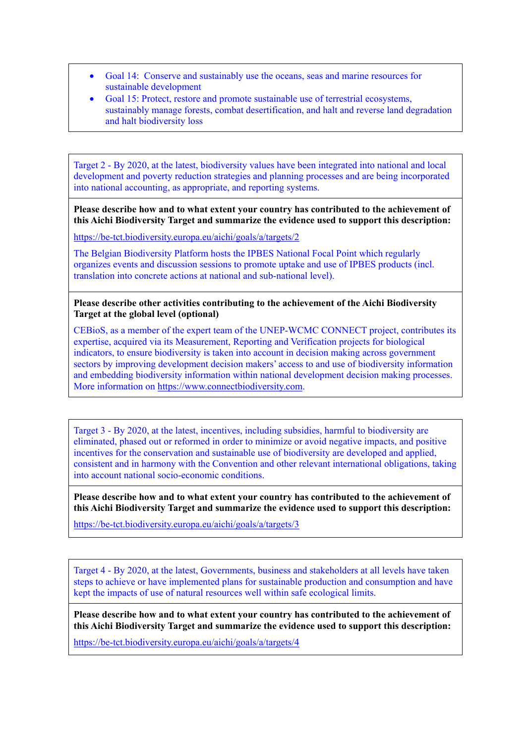- Goal 14: Conserve and sustainably use the oceans, seas and marine resources for sustainable development
- Goal 15: Protect, restore and promote sustainable use of terrestrial ecosystems, sustainably manage forests, combat desertification, and halt and reverse land degradation and halt biodiversity loss

---

Target 2 - By 2020, at the latest, biodiversity values have been integrated into national and local development and poverty reduction strategies and planning processes and are being incorporated into national accounting, as appropriate, and reporting systems.

**Please describe how and to what extent your country has contributed to the achievement of this Aichi Biodiversity Target and summarize the evidence used to support this description:**

https://be-tct.biodiversity.europa.eu/aichi/goals/a/targets/2

The Belgian Biodiversity Platform hosts the IPBES National Focal Point which regularly organizes events and discussion sessions to promote uptake and use of IPBES products (incl. translation into concrete actions at national and sub-national level).

**Please describe other activities contributing to the achievement of the Aichi Biodiversity Target at the global level (optional)**

CEBioS, as a member of the expert team of the UNEP-WCMC CONNECT project, contributes its expertise, acquired via its Measurement, Reporting and Verification projects for biological indicators, to ensure biodiversity is taken into account in decision making across government sectors by improving development decision makers' access to and use of biodiversity information and embedding biodiversity information within national development decision making processes. More information on https://www.connectbiodiversity.com.

---

Target 3 - By 2020, at the latest, incentives, including subsidies, harmful to biodiversity are eliminated, phased out or reformed in order to minimize or avoid negative impacts, and positive incentives for the conservation and sustainable use of biodiversity are developed and applied, consistent and in harmony with the Convention and other relevant international obligations, taking into account national socio-economic conditions.

**Please describe how and to what extent your country has contributed to the achievement of this Aichi Biodiversity Target and summarize the evidence used to support this description:**

https://be-tct.biodiversity.europa.eu/aichi/goals/a/targets/3

---

Target 4 - By 2020, at the latest, Governments, business and stakeholders at all levels have taken steps to achieve or have implemented plans for sustainable production and consumption and have kept the impacts of use of natural resources well within safe ecological limits.

**Please describe how and to what extent your country has contributed to the achievement of this Aichi Biodiversity Target and summarize the evidence used to support this description:**

https://be-tct.biodiversity.europa.eu/aichi/goals/a/targets/4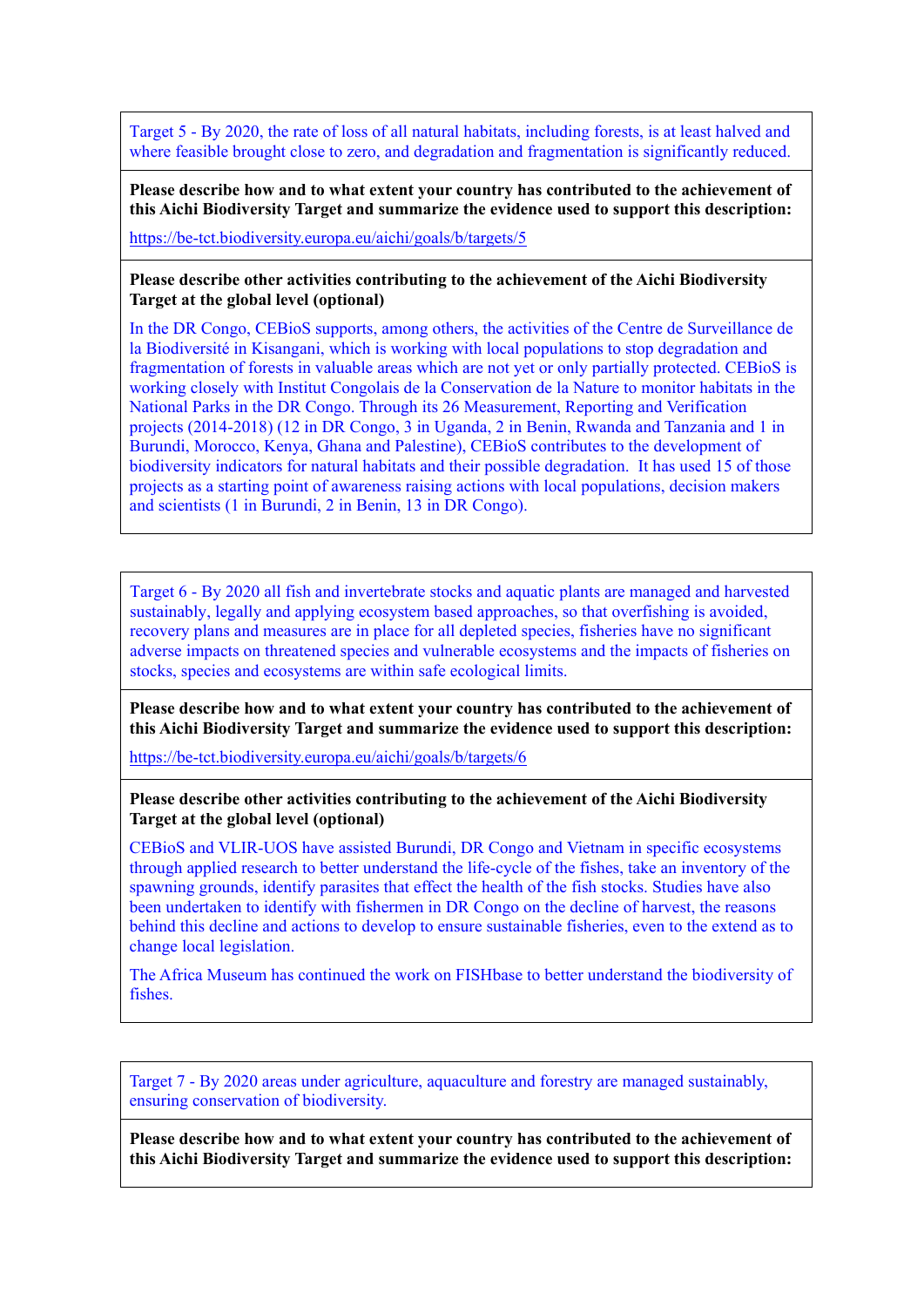Target 5 - By 2020, the rate of loss of all natural habitats, including forests, is at least halved and where feasible brought close to zero, and degradation and fragmentation is significantly reduced.

**Please describe how and to what extent your country has contributed to the achievement of this Aichi Biodiversity Target and summarize the evidence used to support this description:**

https://be-tct.biodiversity.europa.eu/aichi/goals/b/targets/5

**Please describe other activities contributing to the achievement of the Aichi Biodiversity Target at the global level (optional)**

In the DR Congo, CEBioS supports, among others, the activities of the Centre de Surveillance de la Biodiversité in Kisangani, which is working with local populations to stop degradation and fragmentation of forests in valuable areas which are not yet or only partially protected. CEBioS is working closely with Institut Congolais de la Conservation de la Nature to monitor habitats in the National Parks in the DR Congo. Through its 26 Measurement, Reporting and Verification projects (2014-2018) (12 in DR Congo, 3 in Uganda, 2 in Benin, Rwanda and Tanzania and 1 in Burundi, Morocco, Kenya, Ghana and Palestine), CEBioS contributes to the development of biodiversity indicators for natural habitats and their possible degradation. It has used 15 of those projects as a starting point of awareness raising actions with local populations, decision makers and scientists (1 in Burundi, 2 in Benin, 13 in DR Congo).

Target 6 - By 2020 all fish and invertebrate stocks and aquatic plants are managed and harvested sustainably, legally and applying ecosystem based approaches, so that overfishing is avoided, recovery plans and measures are in place for all depleted species, fisheries have no significant adverse impacts on threatened species and vulnerable ecosystems and the impacts of fisheries on stocks, species and ecosystems are within safe ecological limits.

**Please describe how and to what extent your country has contributed to the achievement of this Aichi Biodiversity Target and summarize the evidence used to support this description:**

https://be-tct.biodiversity.europa.eu/aichi/goals/b/targets/6

**Please describe other activities contributing to the achievement of the Aichi Biodiversity Target at the global level (optional)**

CEBioS and VLIR-UOS have assisted Burundi, DR Congo and Vietnam in specific ecosystems through applied research to better understand the life-cycle of the fishes, take an inventory of the spawning grounds, identify parasites that effect the health of the fish stocks. Studies have also been undertaken to identify with fishermen in DR Congo on the decline of harvest, the reasons behind this decline and actions to develop to ensure sustainable fisheries, even to the extend as to change local legislation.

The Africa Museum has continued the work on FISHbase to better understand the biodiversity of fishes.

Target 7 - By 2020 areas under agriculture, aquaculture and forestry are managed sustainably, ensuring conservation of biodiversity.

**Please describe how and to what extent your country has contributed to the achievement of this Aichi Biodiversity Target and summarize the evidence used to support this description:**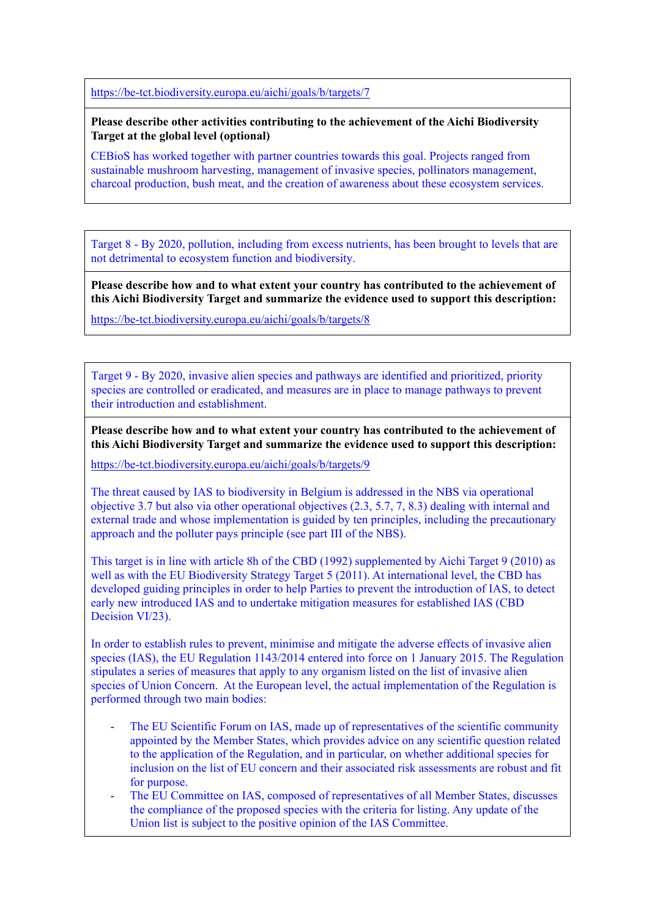https://be-tct.biodiversity.europa.eu/aichi/goals/b/targets/7

**Please describe other activities contributing to the achievement of the Aichi Biodiversity Target at the global level (optional)**

CEBioS has worked together with partner countries towards this goal. Projects ranged from sustainable mushroom harvesting, management of invasive species, pollinators management, charcoal production, bush meat, and the creation of awareness about these ecosystem services.

---

Target 8 - By 2020, pollution, including from excess nutrients, has been brought to levels that are not detrimental to ecosystem function and biodiversity.

**Please describe how and to what extent your country has contributed to the achievement of this Aichi Biodiversity Target and summarize the evidence used to support this description:**

https://be-tct.biodiversity.europa.eu/aichi/goals/b/targets/8

---

Target 9 - By 2020, invasive alien species and pathways are identified and prioritized, priority species are controlled or eradicated, and measures are in place to manage pathways to prevent their introduction and establishment.

**Please describe how and to what extent your country has contributed to the achievement of this Aichi Biodiversity Target and summarize the evidence used to support this description:**

https://be-tct.biodiversity.europa.eu/aichi/goals/b/targets/9

The threat caused by IAS to biodiversity in Belgium is addressed in the NBS via operational objective 3.7 but also via other operational objectives (2.3, 5.7, 7, 8.3) dealing with internal and external trade and whose implementation is guided by ten principles, including the precautionary approach and the polluter pays principle (see part III of the NBS).

This target is in line with article 8h of the CBD (1992) supplemented by Aichi Target 9 (2010) as well as with the EU Biodiversity Strategy Target 5 (2011). At international level, the CBD has developed guiding principles in order to help Parties to prevent the introduction of IAS, to detect early new introduced IAS and to undertake mitigation measures for established IAS (CBD Decision VI/23).

In order to establish rules to prevent, minimise and mitigate the adverse effects of invasive alien species (IAS), the EU Regulation 1143/2014 entered into force on 1 January 2015. The Regulation stipulates a series of measures that apply to any organism listed on the list of invasive alien species of Union Concern. At the European level, the actual implementation of the Regulation is performed through two main bodies:

- The EU Scientific Forum on IAS, made up of representatives of the scientific community appointed by the Member States, which provides advice on any scientific question related to the application of the Regulation, and in particular, on whether additional species for inclusion on the list of EU concern and their associated risk assessments are robust and fit for purpose.
- The EU Committee on IAS, composed of representatives of all Member States, discusses the compliance of the proposed species with the criteria for listing. Any update of the Union list is subject to the positive opinion of the IAS Committee.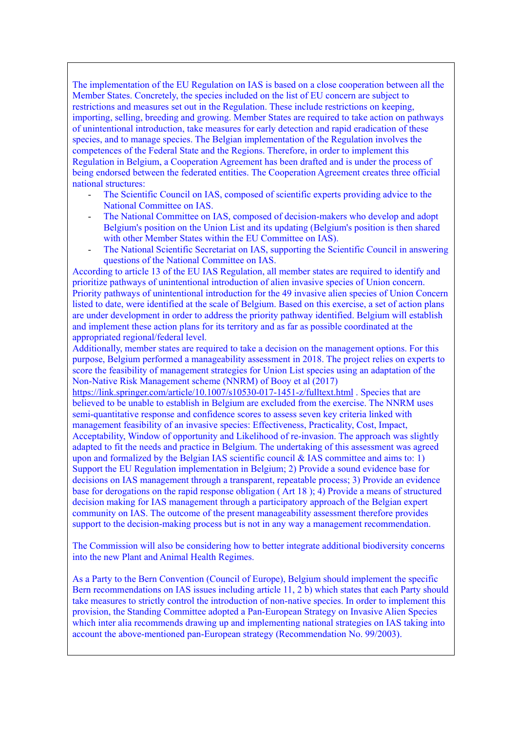The implementation of the EU Regulation on IAS is based on a close cooperation between all the Member States. Concretely, the species included on the list of EU concern are subject to restrictions and measures set out in the Regulation. These include restrictions on keeping, importing, selling, breeding and growing. Member States are required to take action on pathways of unintentional introduction, take measures for early detection and rapid eradication of these species, and to manage species. The Belgian implementation of the Regulation involves the competences of the Federal State and the Regions. Therefore, in order to implement this Regulation in Belgium, a Cooperation Agreement has been drafted and is under the process of being endorsed between the federated entities. The Cooperation Agreement creates three official national structures:

- The Scientific Council on IAS, composed of scientific experts providing advice to the National Committee on IAS.
- The National Committee on IAS, composed of decision-makers who develop and adopt Belgium's position on the Union List and its updating (Belgium's position is then shared with other Member States within the EU Committee on IAS).
- The National Scientific Secretariat on IAS, supporting the Scientific Council in answering questions of the National Committee on IAS.

According to article 13 of the EU IAS Regulation, all member states are required to identify and prioritize pathways of unintentional introduction of alien invasive species of Union concern. Priority pathways of unintentional introduction for the 49 invasive alien species of Union Concern listed to date, were identified at the scale of Belgium. Based on this exercise, a set of action plans are under development in order to address the priority pathway identified. Belgium will establish and implement these action plans for its territory and as far as possible coordinated at the appropriated regional/federal level.

Additionally, member states are required to take a decision on the management options. For this purpose, Belgium performed a manageability assessment in 2018. The project relies on experts to score the feasibility of management strategies for Union List species using an adaptation of the Non-Native Risk Management scheme (NNRM) of Booy et al (2017) https://link.springer.com/article/10.1007/s10530-017-1451-z/fulltext.html . Species that are believed to be unable to establish in Belgium are excluded from the exercise. The NNRM uses semi-quantitative response and confidence scores to assess seven key criteria linked with management feasibility of an invasive species: Effectiveness, Practicality, Cost, Impact, Acceptability, Window of opportunity and Likelihood of re-invasion. The approach was slightly adapted to fit the needs and practice in Belgium. The undertaking of this assessment was agreed upon and formalized by the Belgian IAS scientific council & IAS committee and aims to: 1) Support the EU Regulation implementation in Belgium; 2) Provide a sound evidence base for decisions on IAS management through a transparent, repeatable process; 3) Provide an evidence base for derogations on the rapid response obligation ( Art 18 ); 4) Provide a means of structured decision making for IAS management through a participatory approach of the Belgian expert community on IAS. The outcome of the present manageability assessment therefore provides support to the decision-making process but is not in any way a management recommendation.

The Commission will also be considering how to better integrate additional biodiversity concerns into the new Plant and Animal Health Regimes.

As a Party to the Bern Convention (Council of Europe), Belgium should implement the specific Bern recommendations on IAS issues including article 11, 2 b) which states that each Party should take measures to strictly control the introduction of non-native species. In order to implement this provision, the Standing Committee adopted a Pan-European Strategy on Invasive Alien Species which inter alia recommends drawing up and implementing national strategies on IAS taking into account the above-mentioned pan-European strategy (Recommendation No. 99/2003).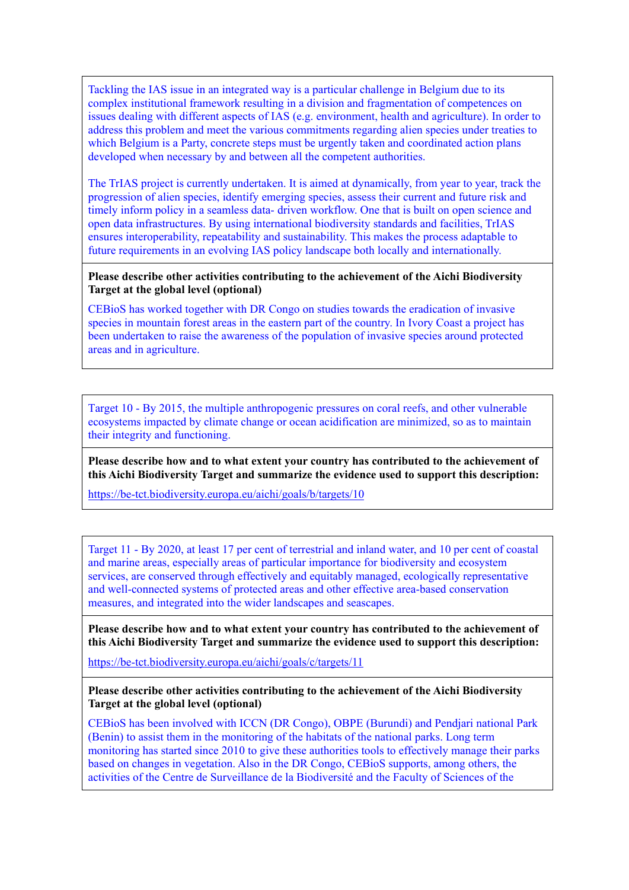Tackling the IAS issue in an integrated way is a particular challenge in Belgium due to its complex institutional framework resulting in a division and fragmentation of competences on issues dealing with different aspects of IAS (e.g. environment, health and agriculture). In order to address this problem and meet the various commitments regarding alien species under treaties to which Belgium is a Party, concrete steps must be urgently taken and coordinated action plans developed when necessary by and between all the competent authorities.

The TrIAS project is currently undertaken. It is aimed at dynamically, from year to year, track the progression of alien species, identify emerging species, assess their current and future risk and timely inform policy in a seamless data- driven workflow. One that is built on open science and open data infrastructures. By using international biodiversity standards and facilities, TrIAS ensures interoperability, repeatability and sustainability. This makes the process adaptable to future requirements in an evolving IAS policy landscape both locally and internationally.

**Please describe other activities contributing to the achievement of the Aichi Biodiversity Target at the global level (optional)**

CEBioS has worked together with DR Congo on studies towards the eradication of invasive species in mountain forest areas in the eastern part of the country. In Ivory Coast a project has been undertaken to raise the awareness of the population of invasive species around protected areas and in agriculture.

Target 10 - By 2015, the multiple anthropogenic pressures on coral reefs, and other vulnerable ecosystems impacted by climate change or ocean acidification are minimized, so as to maintain their integrity and functioning.

**Please describe how and to what extent your country has contributed to the achievement of this Aichi Biodiversity Target and summarize the evidence used to support this description:**

https://be-tct.biodiversity.europa.eu/aichi/goals/b/targets/10

Target 11 - By 2020, at least 17 per cent of terrestrial and inland water, and 10 per cent of coastal and marine areas, especially areas of particular importance for biodiversity and ecosystem services, are conserved through effectively and equitably managed, ecologically representative and well-connected systems of protected areas and other effective area-based conservation measures, and integrated into the wider landscapes and seascapes.

**Please describe how and to what extent your country has contributed to the achievement of this Aichi Biodiversity Target and summarize the evidence used to support this description:**

https://be-tct.biodiversity.europa.eu/aichi/goals/c/targets/11

**Please describe other activities contributing to the achievement of the Aichi Biodiversity Target at the global level (optional)**

CEBioS has been involved with ICCN (DR Congo), OBPE (Burundi) and Pendjari national Park (Benin) to assist them in the monitoring of the habitats of the national parks. Long term monitoring has started since 2010 to give these authorities tools to effectively manage their parks based on changes in vegetation. Also in the DR Congo, CEBioS supports, among others, the activities of the Centre de Surveillance de la Biodiversité and the Faculty of Sciences of the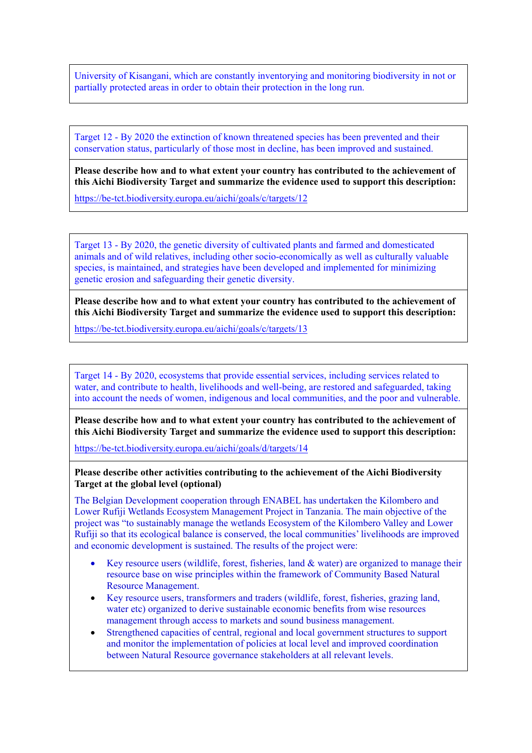University of Kisangani, which are constantly inventorying and monitoring biodiversity in not or partially protected areas in order to obtain their protection in the long run.

Target 12 - By 2020 the extinction of known threatened species has been prevented and their conservation status, particularly of those most in decline, has been improved and sustained.

**Please describe how and to what extent your country has contributed to the achievement of this Aichi Biodiversity Target and summarize the evidence used to support this description:**

https://be-tct.biodiversity.europa.eu/aichi/goals/c/targets/12

Target 13 - By 2020, the genetic diversity of cultivated plants and farmed and domesticated animals and of wild relatives, including other socio-economically as well as culturally valuable species, is maintained, and strategies have been developed and implemented for minimizing genetic erosion and safeguarding their genetic diversity.

**Please describe how and to what extent your country has contributed to the achievement of this Aichi Biodiversity Target and summarize the evidence used to support this description:**

https://be-tct.biodiversity.europa.eu/aichi/goals/c/targets/13

Target 14 - By 2020, ecosystems that provide essential services, including services related to water, and contribute to health, livelihoods and well-being, are restored and safeguarded, taking into account the needs of women, indigenous and local communities, and the poor and vulnerable.

**Please describe how and to what extent your country has contributed to the achievement of this Aichi Biodiversity Target and summarize the evidence used to support this description:**

https://be-tct.biodiversity.europa.eu/aichi/goals/d/targets/14

**Please describe other activities contributing to the achievement of the Aichi Biodiversity Target at the global level (optional)**

The Belgian Development cooperation through ENABEL has undertaken the Kilombero and Lower Rufiji Wetlands Ecosystem Management Project in Tanzania. The main objective of the project was "to sustainably manage the wetlands Ecosystem of the Kilombero Valley and Lower Rufiji so that its ecological balance is conserved, the local communities' livelihoods are improved and economic development is sustained. The results of the project were:

- Key resource users (wildlife, forest, fisheries, land & water) are organized to manage their resource base on wise principles within the framework of Community Based Natural Resource Management.
- Key resource users, transformers and traders (wildlife, forest, fisheries, grazing land, water etc) organized to derive sustainable economic benefits from wise resources management through access to markets and sound business management.
- Strengthened capacities of central, regional and local government structures to support and monitor the implementation of policies at local level and improved coordination between Natural Resource governance stakeholders at all relevant levels.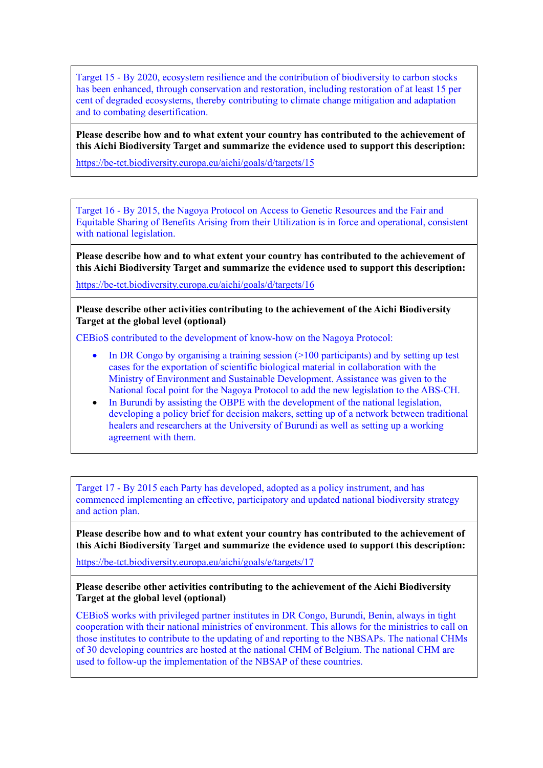Target 15 - By 2020, ecosystem resilience and the contribution of biodiversity to carbon stocks has been enhanced, through conservation and restoration, including restoration of at least 15 per cent of degraded ecosystems, thereby contributing to climate change mitigation and adaptation and to combating desertification.

**Please describe how and to what extent your country has contributed to the achievement of this Aichi Biodiversity Target and summarize the evidence used to support this description:**

https://be-tct.biodiversity.europa.eu/aichi/goals/d/targets/15

Target 16 - By 2015, the Nagoya Protocol on Access to Genetic Resources and the Fair and Equitable Sharing of Benefits Arising from their Utilization is in force and operational, consistent with national legislation.

**Please describe how and to what extent your country has contributed to the achievement of this Aichi Biodiversity Target and summarize the evidence used to support this description:**

https://be-tct.biodiversity.europa.eu/aichi/goals/d/targets/16

**Please describe other activities contributing to the achievement of the Aichi Biodiversity Target at the global level (optional)**

CEBioS contributed to the development of know-how on the Nagoya Protocol:

- In DR Congo by organising a training session (>100 participants) and by setting up test cases for the exportation of scientific biological material in collaboration with the Ministry of Environment and Sustainable Development. Assistance was given to the National focal point for the Nagoya Protocol to add the new legislation to the ABS-CH.
- In Burundi by assisting the OBPE with the development of the national legislation, developing a policy brief for decision makers, setting up of a network between traditional healers and researchers at the University of Burundi as well as setting up a working agreement with them.

Target 17 - By 2015 each Party has developed, adopted as a policy instrument, and has commenced implementing an effective, participatory and updated national biodiversity strategy and action plan.

**Please describe how and to what extent your country has contributed to the achievement of this Aichi Biodiversity Target and summarize the evidence used to support this description:**

https://be-tct.biodiversity.europa.eu/aichi/goals/e/targets/17

**Please describe other activities contributing to the achievement of the Aichi Biodiversity Target at the global level (optional)**

CEBioS works with privileged partner institutes in DR Congo, Burundi, Benin, always in tight cooperation with their national ministries of environment. This allows for the ministries to call on those institutes to contribute to the updating of and reporting to the NBSAPs. The national CHMs of 30 developing countries are hosted at the national CHM of Belgium. The national CHM are used to follow-up the implementation of the NBSAP of these countries.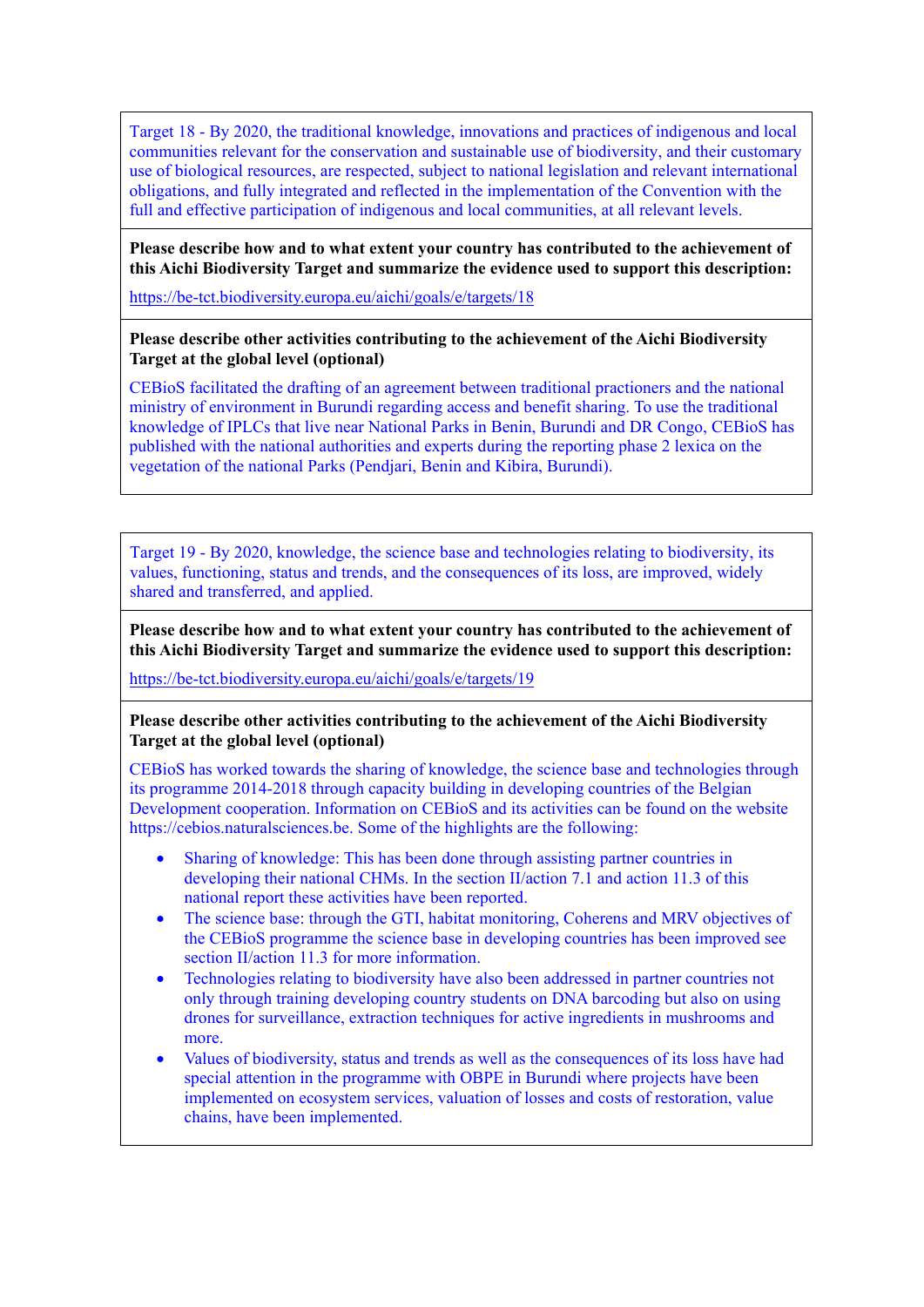Target 18 - By 2020, the traditional knowledge, innovations and practices of indigenous and local communities relevant for the conservation and sustainable use of biodiversity, and their customary use of biological resources, are respected, subject to national legislation and relevant international obligations, and fully integrated and reflected in the implementation of the Convention with the full and effective participation of indigenous and local communities, at all relevant levels.

**Please describe how and to what extent your country has contributed to the achievement of this Aichi Biodiversity Target and summarize the evidence used to support this description:**

https://be-tct.biodiversity.europa.eu/aichi/goals/e/targets/18

**Please describe other activities contributing to the achievement of the Aichi Biodiversity Target at the global level (optional)**

CEBioS facilitated the drafting of an agreement between traditional practioners and the national ministry of environment in Burundi regarding access and benefit sharing. To use the traditional knowledge of IPLCs that live near National Parks in Benin, Burundi and DR Congo, CEBioS has published with the national authorities and experts during the reporting phase 2 lexica on the vegetation of the national Parks (Pendjari, Benin and Kibira, Burundi).

Target 19 - By 2020, knowledge, the science base and technologies relating to biodiversity, its values, functioning, status and trends, and the consequences of its loss, are improved, widely shared and transferred, and applied.

**Please describe how and to what extent your country has contributed to the achievement of this Aichi Biodiversity Target and summarize the evidence used to support this description:**

https://be-tct.biodiversity.europa.eu/aichi/goals/e/targets/19

**Please describe other activities contributing to the achievement of the Aichi Biodiversity Target at the global level (optional)**

CEBioS has worked towards the sharing of knowledge, the science base and technologies through its programme 2014-2018 through capacity building in developing countries of the Belgian Development cooperation. Information on CEBioS and its activities can be found on the website https://cebios.naturalsciences.be. Some of the highlights are the following:

- Sharing of knowledge: This has been done through assisting partner countries in developing their national CHMs. In the section II/action 7.1 and action 11.3 of this national report these activities have been reported.
- The science base: through the GTI, habitat monitoring, Coherens and MRV objectives of the CEBioS programme the science base in developing countries has been improved see section II/action 11.3 for more information.
- Technologies relating to biodiversity have also been addressed in partner countries not only through training developing country students on DNA barcoding but also on using drones for surveillance, extraction techniques for active ingredients in mushrooms and more.
- Values of biodiversity, status and trends as well as the consequences of its loss have had special attention in the programme with OBPE in Burundi where projects have been implemented on ecosystem services, valuation of losses and costs of restoration, value chains, have been implemented.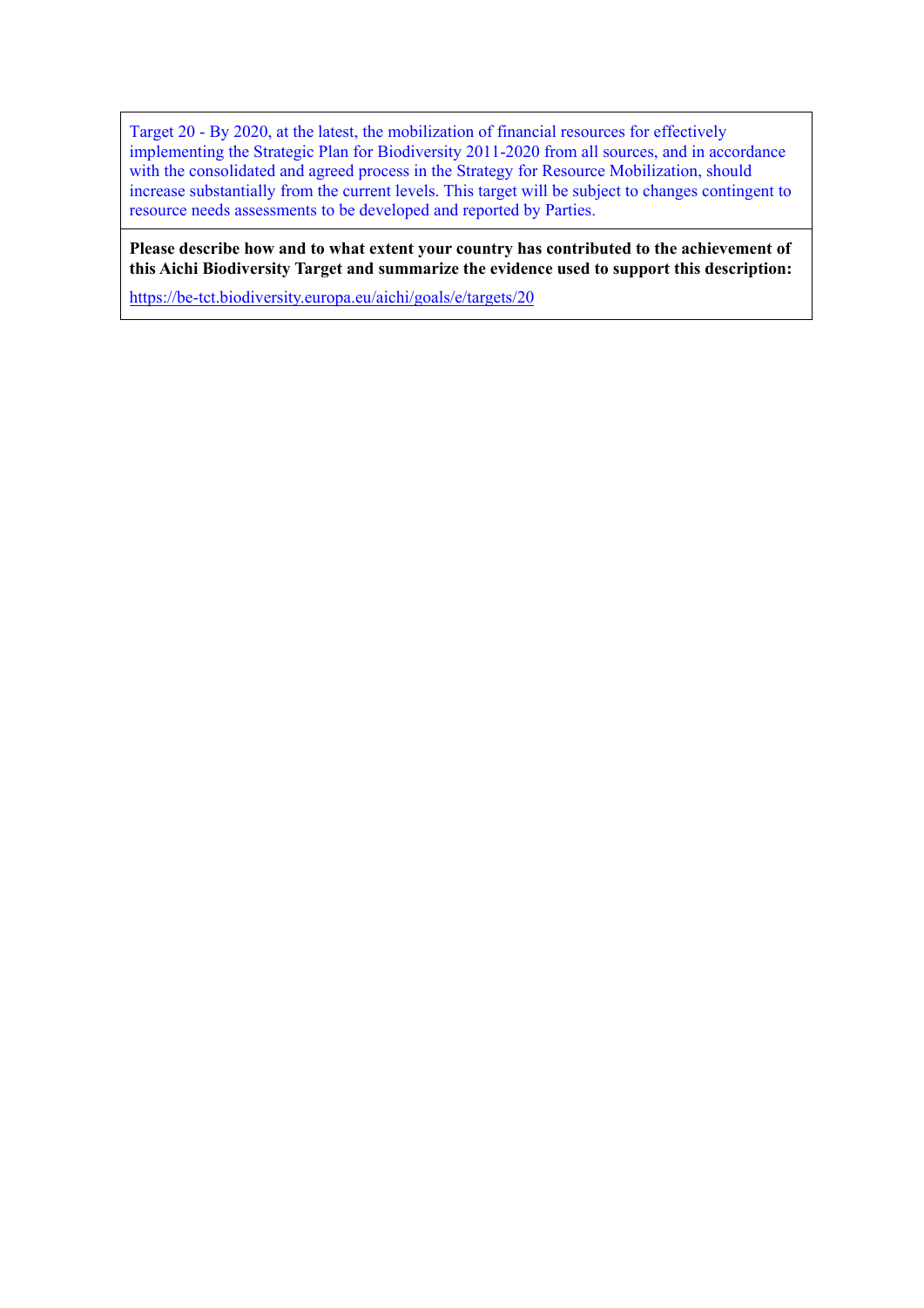Target 20 - By 2020, at the latest, the mobilization of financial resources for effectively implementing the Strategic Plan for Biodiversity 2011-2020 from all sources, and in accordance with the consolidated and agreed process in the Strategy for Resource Mobilization, should increase substantially from the current levels. This target will be subject to changes contingent to resource needs assessments to be developed and reported by Parties.

**Please describe how and to what extent your country has contributed to the achievement of this Aichi Biodiversity Target and summarize the evidence used to support this description:**

https://be-tct.biodiversity.europa.eu/aichi/goals/e/targets/20